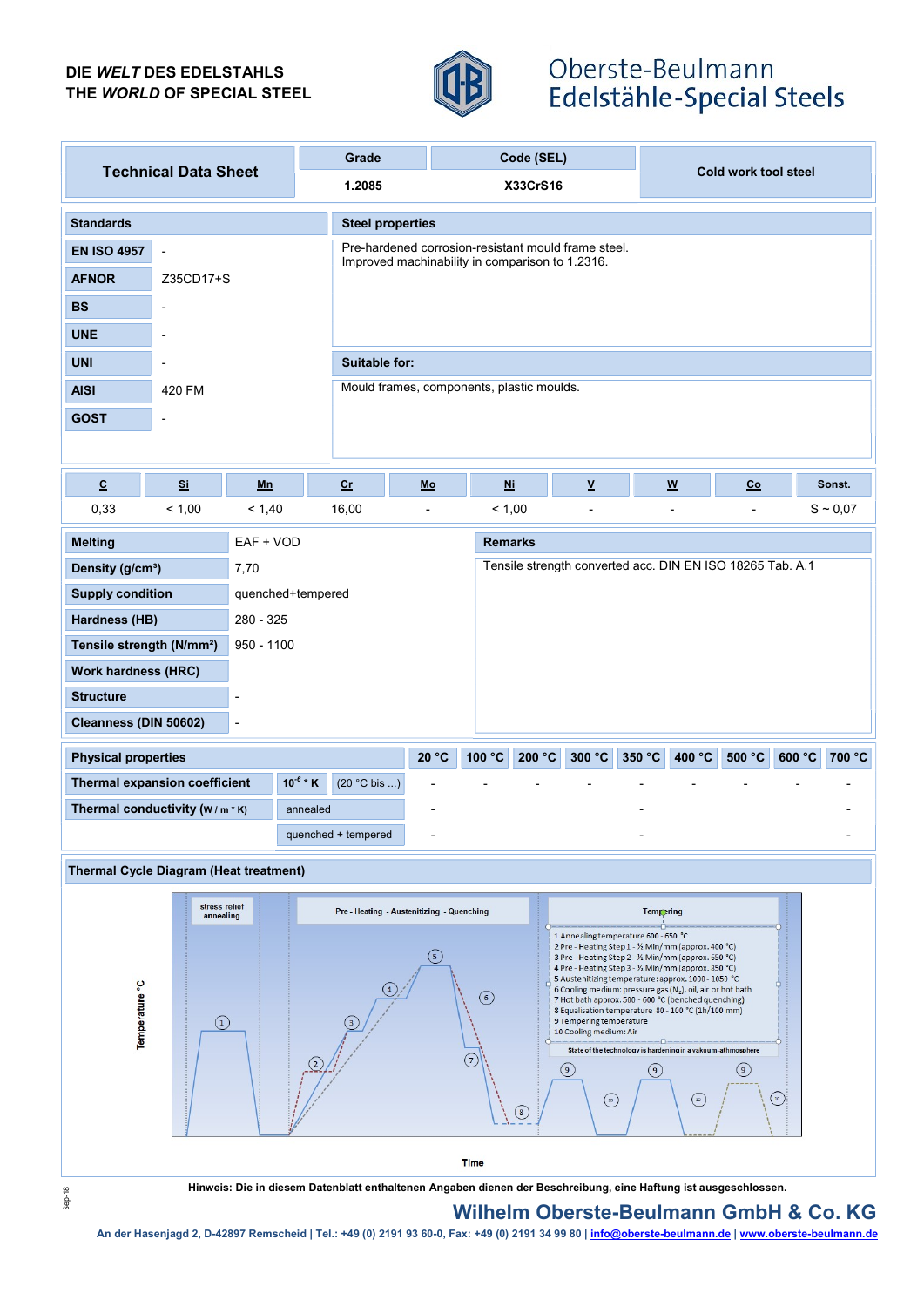DIE *WELT* DES EDELSTAHLS
THE *WORLD* OF SPECIAL STEEL

Oberste-Beulmann
Edelstähle-Special Steels

| Technical Data Sheet | Grade | Code (SEL) | Cold work tool steel |
|---|---|---|---|
| | 1.2085 | X33CrS16 | |

| Standards | |
|---|---|
| EN ISO 4957 | - |
| AFNOR | Z35CD17+S |
| BS | - |
| UNE | - |
| UNI | - |
| AISI | 420 FM |
| GOST | - |

**Steel properties**

Pre-hardened corrosion-resistant mould frame steel.
Improved machinability in comparison to 1.2316.

**Suitable for:**

Mould frames, components, plastic moulds.

| C | Si | Mn | Cr | Mo | Ni | V | W | Co | Sonst. |
|---|---|---|---|---|---|---|---|---|---|
| 0,33 | < 1,00 | < 1,40 | 16,00 | - | < 1,00 | - | - | - | S ~ 0,07 |

| Property | Value |
|---|---|
| Melting | EAF + VOD |
| Density (g/cm³) | 7,70 |
| Supply condition | quenched+tempered |
| Hardness (HB) | 280 - 325 |
| Tensile strength (N/mm²) | 950 - 1100 |
| Work hardness (HRC) | |
| Structure | - |
| Cleanness (DIN 50602) | - |

**Remarks**

Tensile strength converted acc. DIN EN ISO 18265 Tab. A.1

| Physical properties | | | 20 °C | 100 °C | 200 °C | 300 °C | 350 °C | 400 °C | 500 °C | 600 °C | 700 °C |
|---|---|---|---|---|---|---|---|---|---|---|---|
| Thermal expansion coefficient | $10^{-6}$ * K | (20 °C bis ...) | - | - | - | - | - | - | - | - | - |
| Thermal conductivity (W / m * K) | annealed | | - | | | | - | | | | - |
| | quenched + tempered | | - | | | | - | | | | - |

**Thermal Cycle Diagram (Heat treatment)**

stress relief annealing | Pre - Heating - Austenitizing - Quenching | Tempering

1 Annealing temperature 600 - 650 °C
2 Pre - Heating Step 1 - ½ Min/mm (approx. 400 °C)
3 Pre - Heating Step 2 - ½ Min/mm (approx. 650 °C)
4 Pre - Heating Step 3 - ½ Min/mm (approx. 850 °C)
5 Austenitizing temperature: approx. 1000 - 1050 °C
6 Cooling medium: pressure gas ($N_2$), oil, air or hot bath
7 Hot bath approx. 500 - 600 °C (benched quenching)
8 Equalisation temperature 80 - 100 °C (1h/100 mm)
9 Tempering temperature
10 Cooling medium: Air

State of the technology is hardening in a vakuum-athmosphere

Temperature °C — Time

Hinweis: Die in diesem Datenblatt enthaltenen Angaben dienen der Beschreibung, eine Haftung ist ausgeschlossen.

**Wilhelm Oberste-Beulmann GmbH & Co. KG**

An der Hasenjagd 2, D-42897 Remscheid | Tel.: +49 (0) 2191 93 60-0, Fax: +49 (0) 2191 34 99 80 | info@oberste-beulmann.de | www.oberste-beulmann.de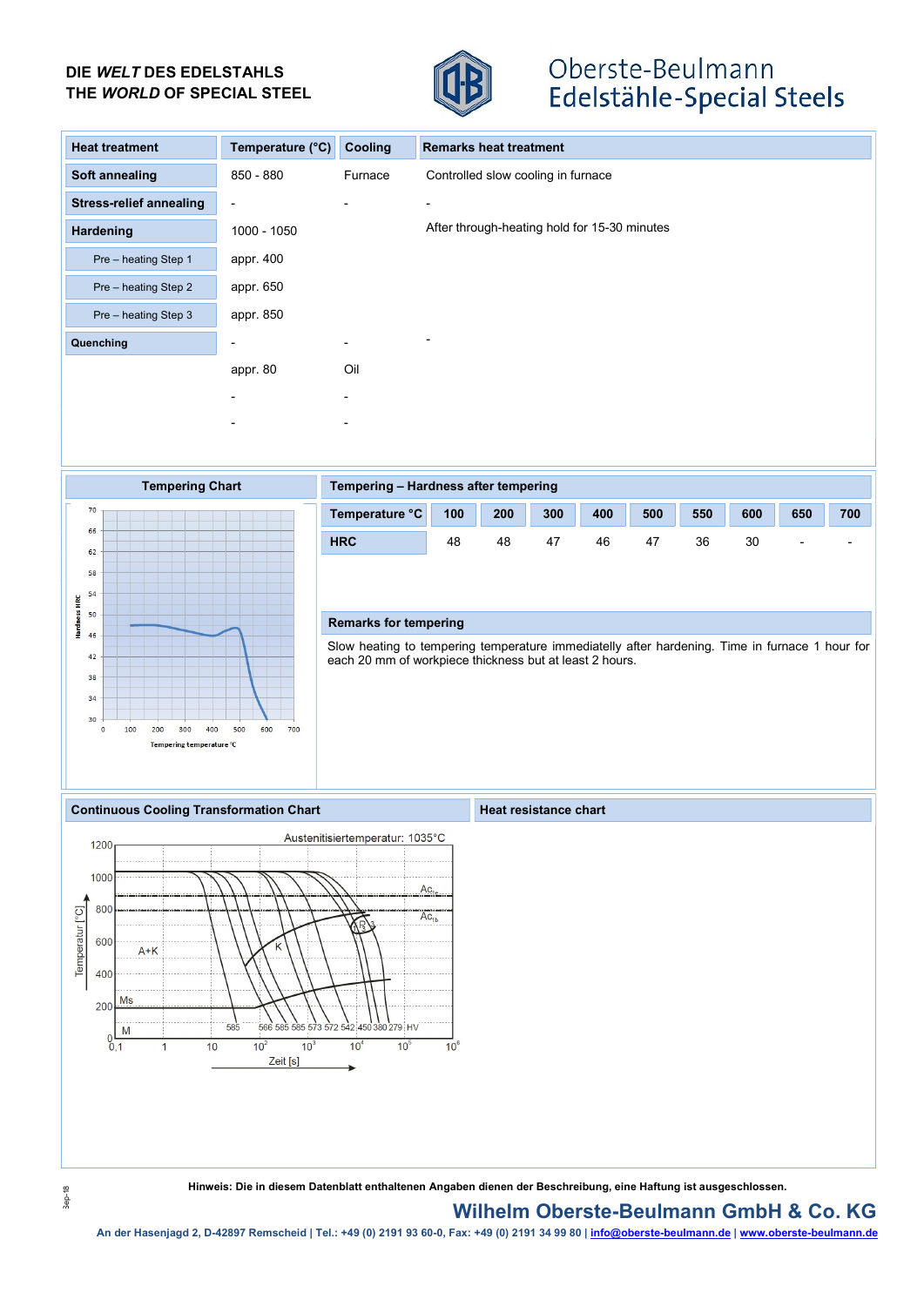DIE *WELT* DES EDELSTAHLS
THE *WORLD* OF SPECIAL STEEL

Oberste-Beulmann
Edelstähle-Special Steels

| Heat treatment | Temperature (°C) | Cooling | Remarks heat treatment |
|---|---|---|---|
| **Soft annealing** | 850 - 880 | Furnace | Controlled slow cooling in furnace |
| **Stress-relief annealing** | - | - | - |
| **Hardening** | 1000 - 1050 | | After through-heating hold for 15-30 minutes |
| Pre – heating Step 1 | appr. 400 | | |
| Pre – heating Step 2 | appr. 650 | | |
| Pre – heating Step 3 | appr. 850 | | |
| **Quenching** | - | - | - |
| | appr. 80 | Oil | |
| | - | - | |
| | - | - | |

## Tempering Chart

70
66
62
58
54
50
46
42
38
34
30
Hardness HRC
0 100 200 300 400 500 600 700
Tempering temperature °C

## Tempering – Hardness after tempering

| Temperature °C | 100 | 200 | 300 | 400 | 500 | 550 | 600 | 650 | 700 |
|---|---|---|---|---|---|---|---|---|---|
| HRC | 48 | 48 | 47 | 46 | 47 | 36 | 30 | - | - |

## Remarks for tempering

Slow heating to tempering temperature immediatelly after hardening. Time in furnace 1 hour for each 20 mm of workpiece thickness but at least 2 hours.

## Continuous Cooling Transformation Chart

Austenitisiertemperatur: 1035°C
1200
1000
800
600
400
200
0
Temperatur [°C]
$Ac_{1e}$
$Ac_{1b}$
A+K
K
P
B
Ms
M
585 566 585 585 573 572 542 450 380 279 HV
0,1 1 10 $10^2$ $10^3$ $10^4$ $10^5$ $10^6$
Zeit [s]

## Heat resistance chart

**Hinweis: Die in diesem Datenblatt enthaltenen Angaben dienen der Beschreibung, eine Haftung ist ausgeschlossen.**

**Wilhelm Oberste-Beulmann GmbH & Co. KG**

**An der Hasenjagd 2, D-42897 Remscheid | Tel.: +49 (0) 2191 93 60-0, Fax: +49 (0) 2191 34 99 80 | info@oberste-beulmann.de | www.oberste-beulmann.de**